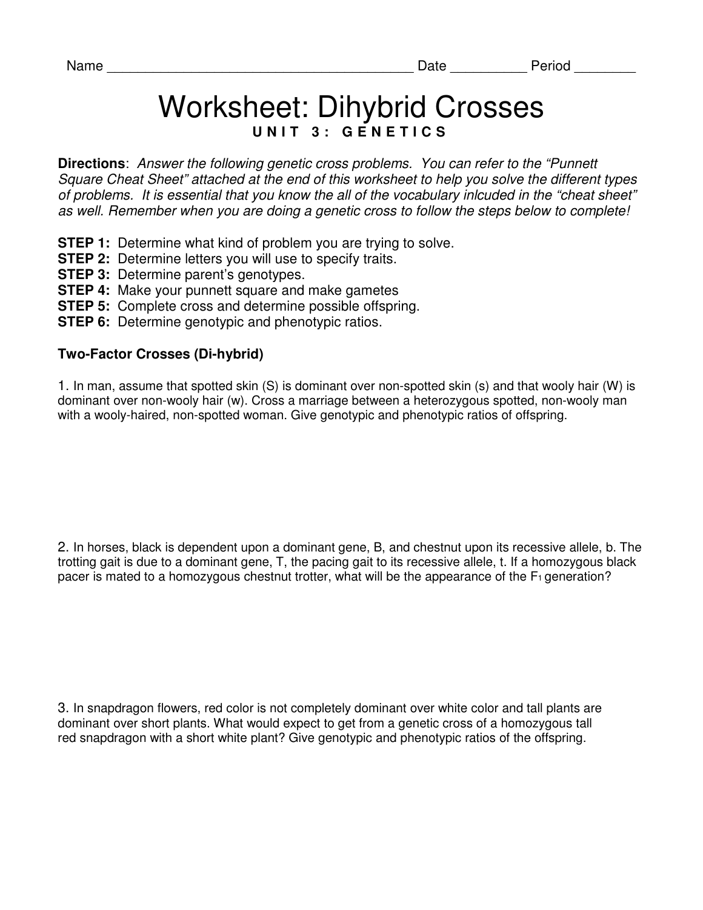Name ________________________________________ Date __________ Period ________

# Worksheet: Dihybrid Crosses

**UNIT 3: GENETICS**

**Directions**: *Answer the following genetic cross problems. You can refer to the "Punnett Square Cheat Sheet" attached at the end of this worksheet to help you solve the different types of problems. It is essential that you know the all of the vocabulary inlcuded in the "cheat sheet" as well. Remember when you are doing a genetic cross to follow the steps below to complete!*

**STEP 1:** Determine what kind of problem you are trying to solve.
**STEP 2:** Determine letters you will use to specify traits.
**STEP 3:** Determine parent's genotypes.
**STEP 4:** Make your punnett square and make gametes
**STEP 5:** Complete cross and determine possible offspring.
**STEP 6:** Determine genotypic and phenotypic ratios.

**Two-Factor Crosses (Di-hybrid)**

1. In man, assume that spotted skin (S) is dominant over non-spotted skin (s) and that wooly hair (W) is dominant over non-wooly hair (w). Cross a marriage between a heterozygous spotted, non-wooly man with a wooly-haired, non-spotted woman. Give genotypic and phenotypic ratios of offspring.

2. In horses, black is dependent upon a dominant gene, B, and chestnut upon its recessive allele, b. The trotting gait is due to a dominant gene, T, the pacing gait to its recessive allele, t. If a homozygous black pacer is mated to a homozygous chestnut trotter, what will be the appearance of the $F_1$ generation?

3. In snapdragon flowers, red color is not completely dominant over white color and tall plants are dominant over short plants. What would expect to get from a genetic cross of a homozygous tall red snapdragon with a short white plant? Give genotypic and phenotypic ratios of the offspring.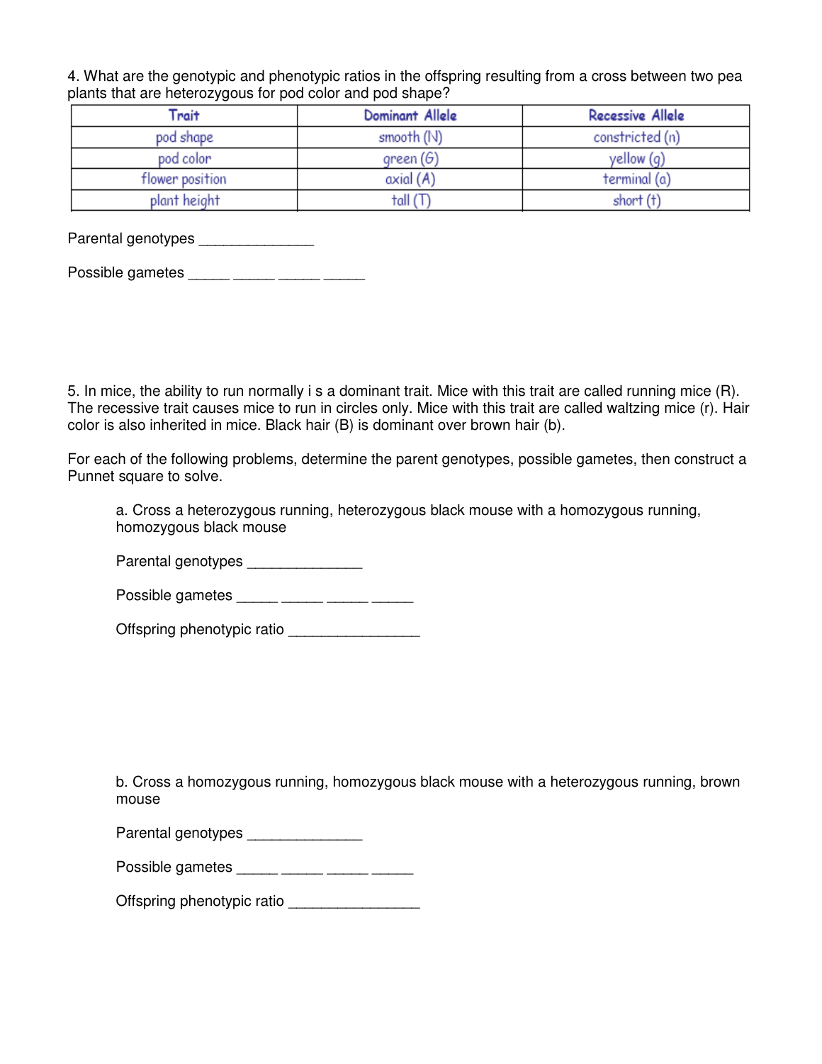4. What are the genotypic and phenotypic ratios in the offspring resulting from a cross between two pea plants that are heterozygous for pod color and pod shape?

| Trait | Dominant Allele | Recessive Allele |
| --- | --- | --- |
| pod shape | smooth (N) | constricted (n) |
| pod color | green (G) | yellow (g) |
| flower position | axial (A) | terminal (a) |
| plant height | tall (T) | short (t) |

Parental genotypes ______________

Possible gametes _____ _____ _____ _____

5. In mice, the ability to run normally i s a dominant trait. Mice with this trait are called running mice (R). The recessive trait causes mice to run in circles only. Mice with this trait are called waltzing mice (r). Hair color is also inherited in mice. Black hair (B) is dominant over brown hair (b).

For each of the following problems, determine the parent genotypes, possible gametes, then construct a Punnet square to solve.

a. Cross a heterozygous running, heterozygous black mouse with a homozygous running, homozygous black mouse

Parental genotypes ______________

Possible gametes _____ _____ _____ _____

Offspring phenotypic ratio ________________

b. Cross a homozygous running, homozygous black mouse with a heterozygous running, brown mouse

Parental genotypes ______________

Possible gametes _____ _____ _____ _____

Offspring phenotypic ratio ________________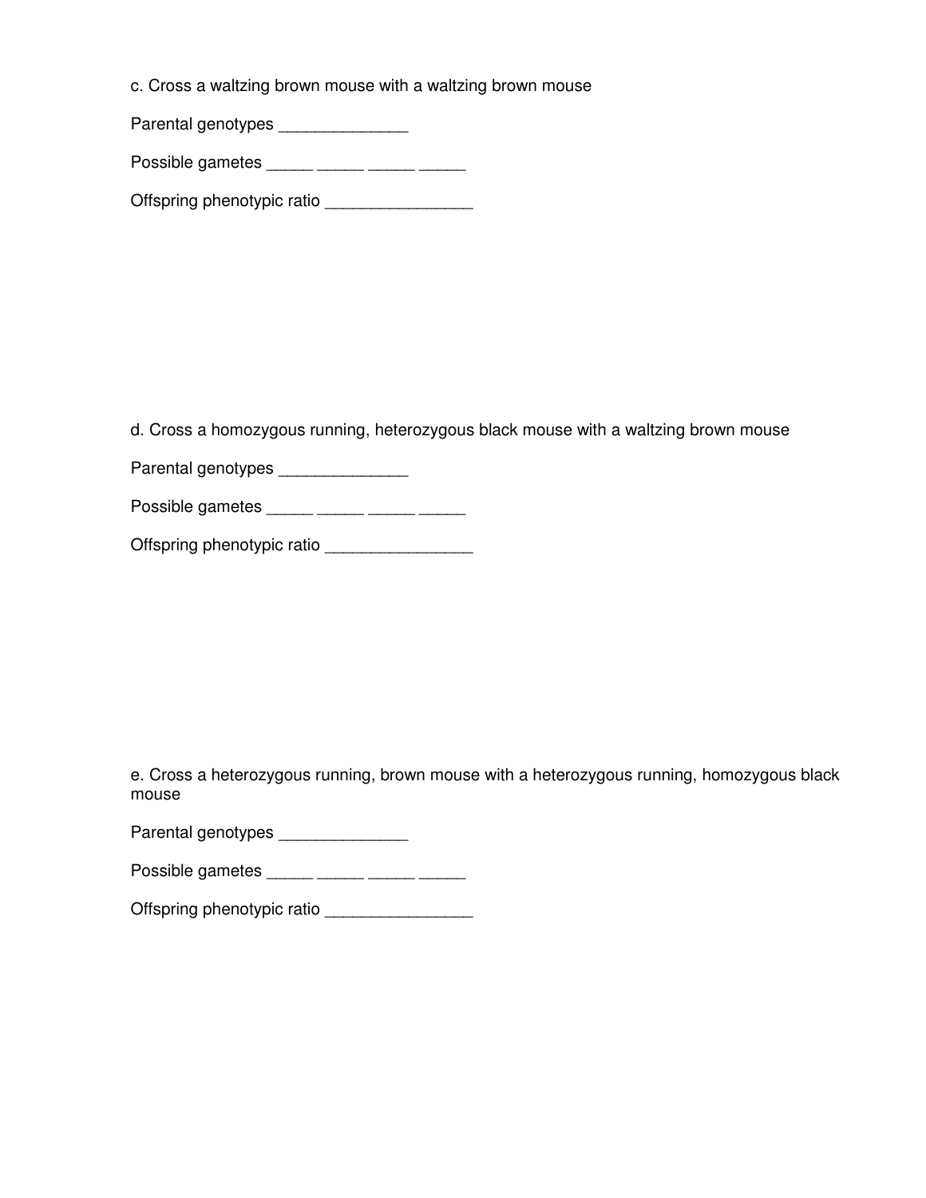c. Cross a waltzing brown mouse with a waltzing brown mouse

Parental genotypes ______________

Possible gametes _____ _____ _____ _____

Offspring phenotypic ratio ________________

d. Cross a homozygous running, heterozygous black mouse with a waltzing brown mouse

Parental genotypes ______________

Possible gametes _____ _____ _____ _____

Offspring phenotypic ratio ________________

e. Cross a heterozygous running, brown mouse with a heterozygous running, homozygous black mouse

Parental genotypes ______________

Possible gametes _____ _____ _____ _____

Offspring phenotypic ratio ________________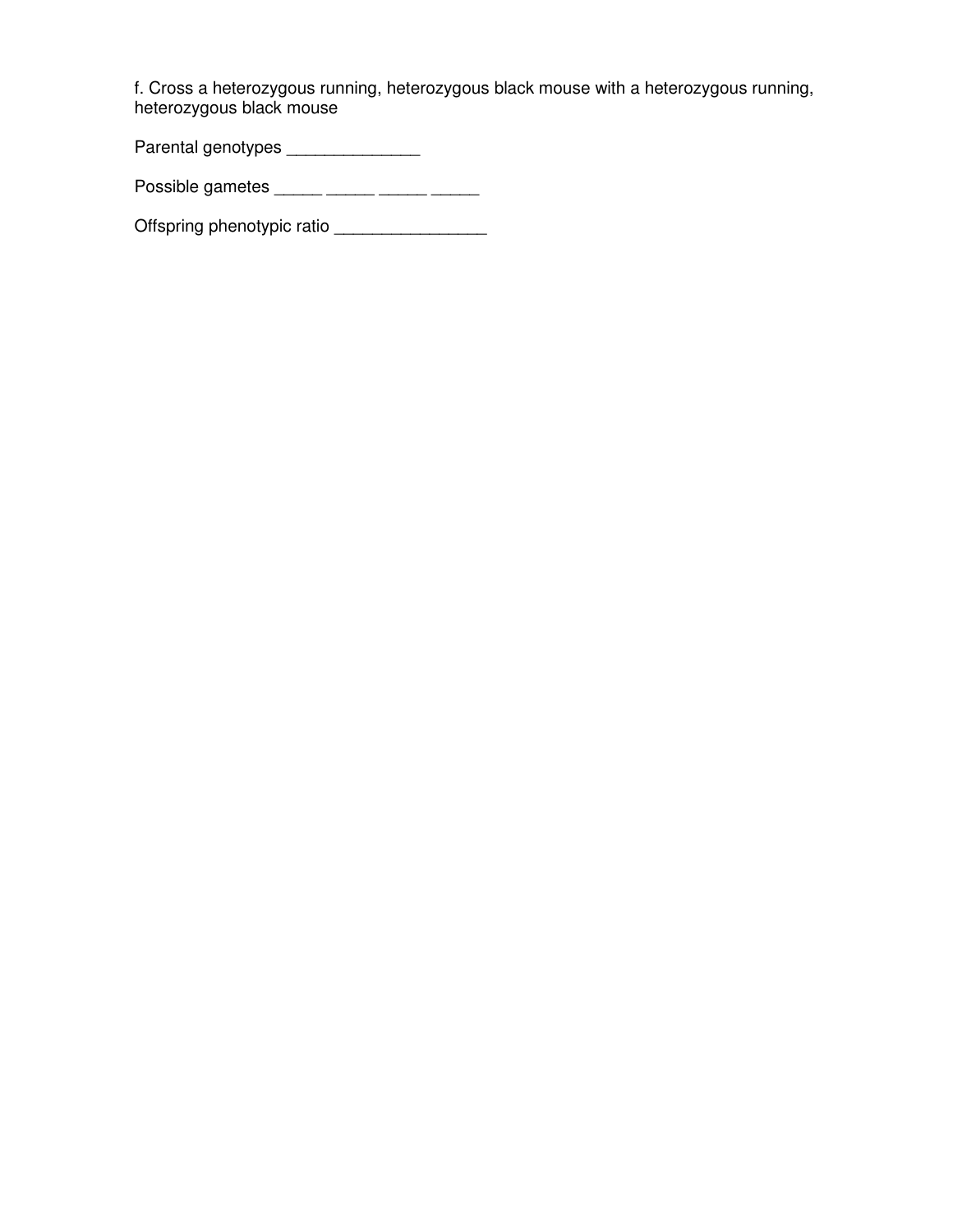f. Cross a heterozygous running, heterozygous black mouse with a heterozygous running, heterozygous black mouse

Parental genotypes ______________

Possible gametes _____ _____ _____ _____

Offspring phenotypic ratio ________________